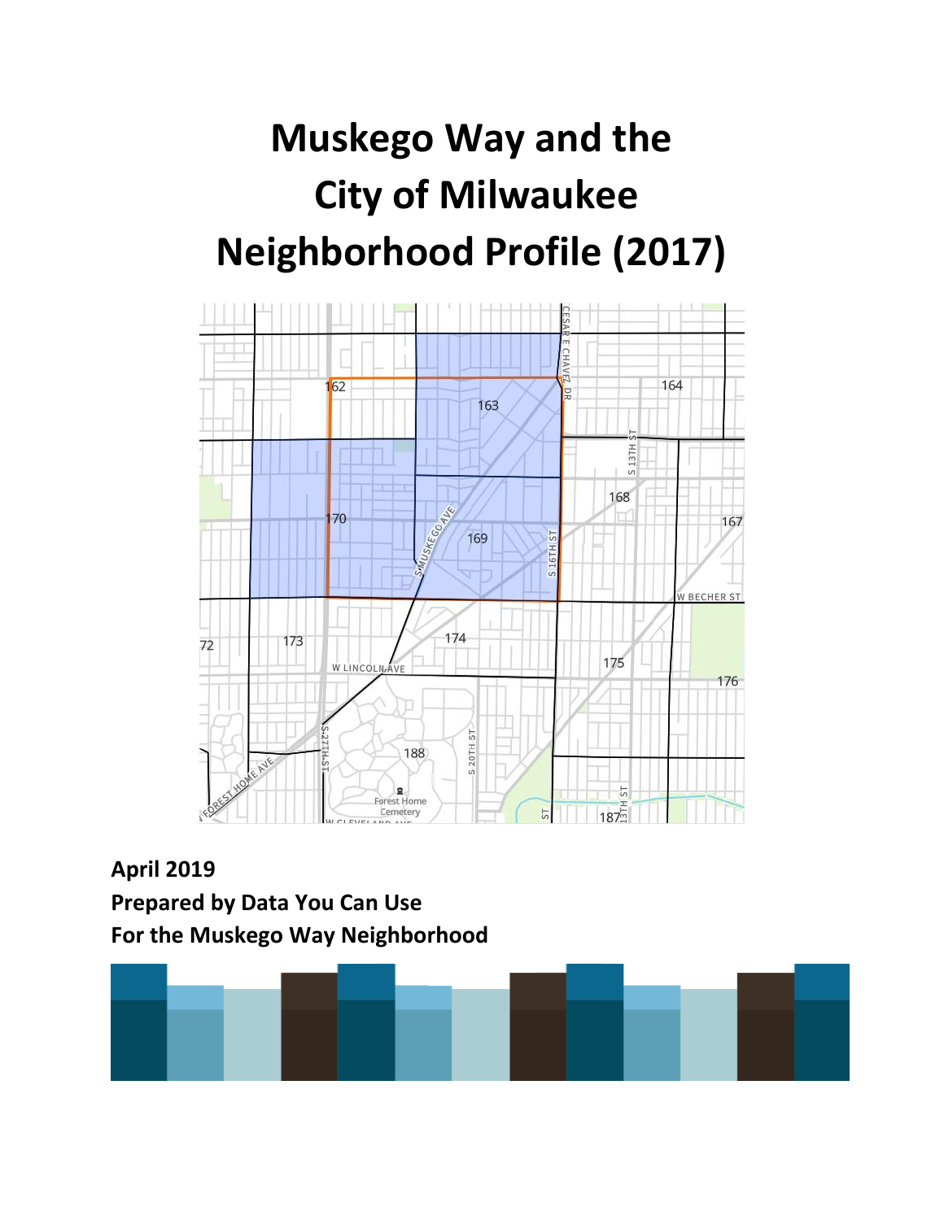# Muskego Way and the City of Milwaukee Neighborhood Profile (2017)

**April 2019**
**Prepared by Data You Can Use**
**For the Muskego Way Neighborhood**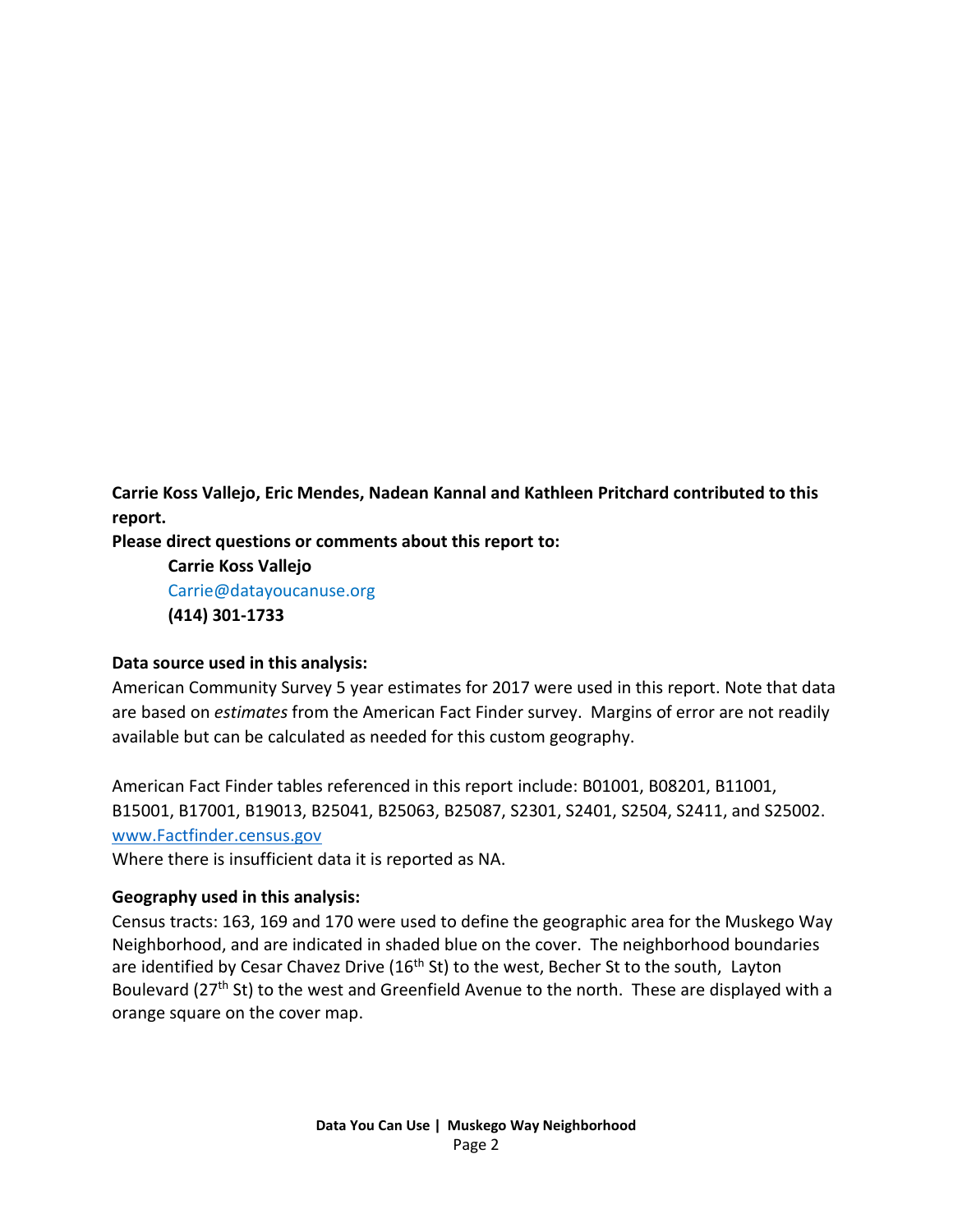**Carrie Koss Vallejo, Eric Mendes, Nadean Kannal and Kathleen Pritchard contributed to this report.**

**Please direct questions or comments about this report to:**

**Carrie Koss Vallejo**
Carrie@datayoucanuse.org
**(414) 301-1733**

**Data source used in this analysis:**

American Community Survey 5 year estimates for 2017 were used in this report. Note that data are based on *estimates* from the American Fact Finder survey. Margins of error are not readily available but can be calculated as needed for this custom geography.

American Fact Finder tables referenced in this report include: B01001, B08201, B11001, B15001, B17001, B19013, B25041, B25063, B25087, S2301, S2401, S2504, S2411, and S25002.
www.Factfinder.census.gov
Where there is insufficient data it is reported as NA.

**Geography used in this analysis:**

Census tracts: 163, 169 and 170 were used to define the geographic area for the Muskego Way Neighborhood, and are indicated in shaded blue on the cover. The neighborhood boundaries are identified by Cesar Chavez Drive (16th St) to the west, Becher St to the south, Layton Boulevard (27th St) to the west and Greenfield Avenue to the north. These are displayed with a orange square on the cover map.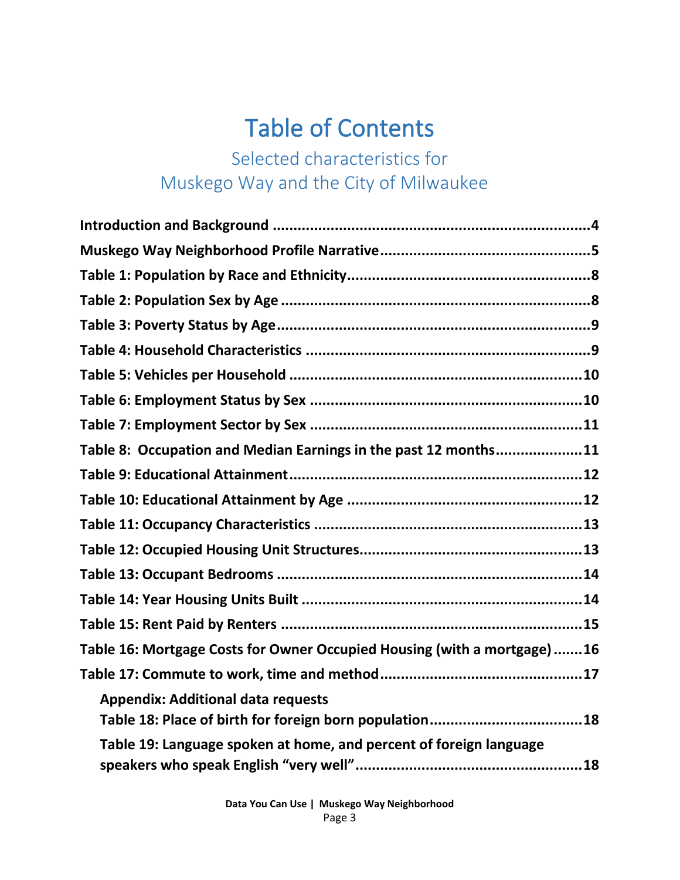# Table of Contents

## Selected characteristics for Muskego Way and the City of Milwaukee

**Introduction and Background** ....................................................................... 4

**Muskego Way Neighborhood Profile Narrative** ............................................. 5

**Table 1: Population by Race and Ethnicity** ................................................... 8

**Table 2: Population Sex by Age** .................................................................... 8

**Table 3: Poverty Status by Age** ..................................................................... 9

**Table 4: Household Characteristics** .............................................................. 9

**Table 5: Vehicles per Household** ................................................................. 10

**Table 6: Employment Status by Sex** ............................................................ 10

**Table 7: Employment Sector by Sex** ............................................................ 11

**Table 8: Occupation and Median Earnings in the past 12 months** ................... 11

**Table 9: Educational Attainment** ................................................................. 12

**Table 10: Educational Attainment by Age** .................................................... 12

**Table 11: Occupancy Characteristics** ........................................................... 13

**Table 12: Occupied Housing Unit Structures** ................................................ 13

**Table 13: Occupant Bedrooms** .................................................................... 14

**Table 14: Year Housing Units Built** .............................................................. 14

**Table 15: Rent Paid by Renters** ................................................................... 15

**Table 16: Mortgage Costs for Owner Occupied Housing (with a mortgage)** ...... 16

**Table 17: Commute to work, time and method** ............................................. 17

- **Appendix: Additional data requests**
  - **Table 18: Place of birth for foreign born population** ................................... 18
  - **Table 19: Language spoken at home, and percent of foreign language speakers who speak English "very well"** ....................................................... 18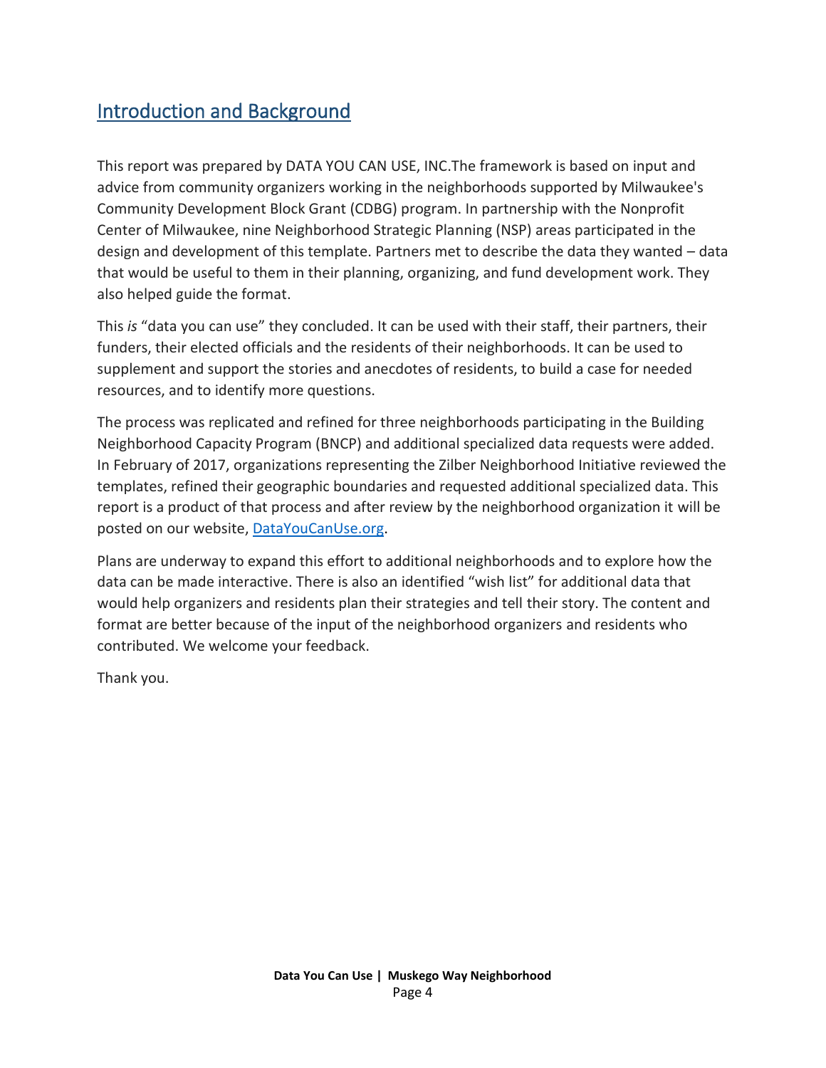## Introduction and Background

This report was prepared by DATA YOU CAN USE, INC.The framework is based on input and advice from community organizers working in the neighborhoods supported by Milwaukee's Community Development Block Grant (CDBG) program. In partnership with the Nonprofit Center of Milwaukee, nine Neighborhood Strategic Planning (NSP) areas participated in the design and development of this template. Partners met to describe the data they wanted – data that would be useful to them in their planning, organizing, and fund development work. They also helped guide the format.

This *is* "data you can use" they concluded. It can be used with their staff, their partners, their funders, their elected officials and the residents of their neighborhoods. It can be used to supplement and support the stories and anecdotes of residents, to build a case for needed resources, and to identify more questions.

The process was replicated and refined for three neighborhoods participating in the Building Neighborhood Capacity Program (BNCP) and additional specialized data requests were added. In February of 2017, organizations representing the Zilber Neighborhood Initiative reviewed the templates, refined their geographic boundaries and requested additional specialized data. This report is a product of that process and after review by the neighborhood organization it will be posted on our website, [DataYouCanUse.org](DataYouCanUse.org).

Plans are underway to expand this effort to additional neighborhoods and to explore how the data can be made interactive. There is also an identified "wish list" for additional data that would help organizers and residents plan their strategies and tell their story. The content and format are better because of the input of the neighborhood organizers and residents who contributed. We welcome your feedback.

Thank you.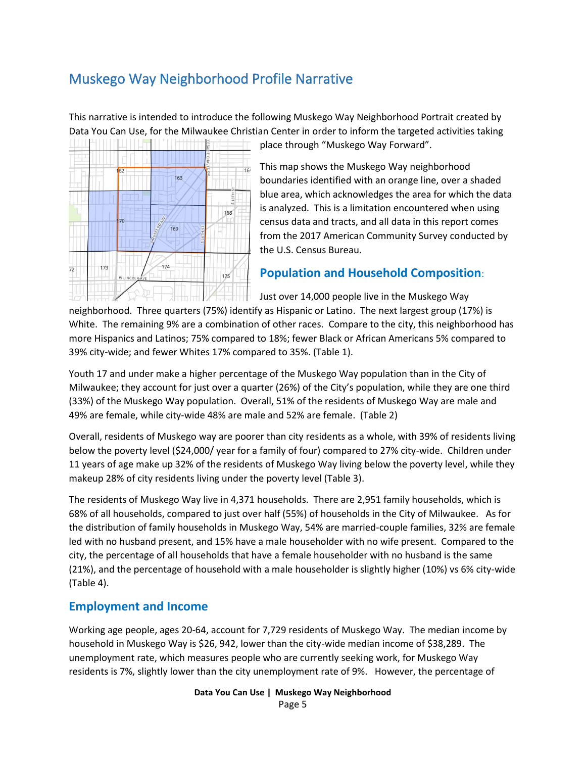# Muskego Way Neighborhood Profile Narrative

This narrative is intended to introduce the following Muskego Way Neighborhood Portrait created by Data You Can Use, for the Milwaukee Christian Center in order to inform the targeted activities taking place through "Muskego Way Forward".

This map shows the Muskego Way neighborhood boundaries identified with an orange line, over a shaded blue area, which acknowledges the area for which the data is analyzed. This is a limitation encountered when using census data and tracts, and all data in this report comes from the 2017 American Community Survey conducted by the U.S. Census Bureau.

## Population and Household Composition:

Just over 14,000 people live in the Muskego Way neighborhood. Three quarters (75%) identify as Hispanic or Latino. The next largest group (17%) is White. The remaining 9% are a combination of other races. Compare to the city, this neighborhood has more Hispanics and Latinos; 75% compared to 18%; fewer Black or African Americans 5% compared to 39% city-wide; and fewer Whites 17% compared to 35%. (Table 1).

Youth 17 and under make a higher percentage of the Muskego Way population than in the City of Milwaukee; they account for just over a quarter (26%) of the City's population, while they are one third (33%) of the Muskego Way population. Overall, 51% of the residents of Muskego Way are male and 49% are female, while city-wide 48% are male and 52% are female. (Table 2)

Overall, residents of Muskego way are poorer than city residents as a whole, with 39% of residents living below the poverty level ($24,000/ year for a family of four) compared to 27% city-wide. Children under 11 years of age make up 32% of the residents of Muskego Way living below the poverty level, while they makeup 28% of city residents living under the poverty level (Table 3).

The residents of Muskego Way live in 4,371 households. There are 2,951 family households, which is 68% of all households, compared to just over half (55%) of households in the City of Milwaukee. As for the distribution of family households in Muskego Way, 54% are married-couple families, 32% are female led with no husband present, and 15% have a male householder with no wife present. Compared to the city, the percentage of all households that have a female householder with no husband is the same (21%), and the percentage of household with a male householder is slightly higher (10%) vs 6% city-wide (Table 4).

## Employment and Income

Working age people, ages 20-64, account for 7,729 residents of Muskego Way. The median income by household in Muskego Way is $26, 942, lower than the city-wide median income of $38,289. The unemployment rate, which measures people who are currently seeking work, for Muskego Way residents is 7%, slightly lower than the city unemployment rate of 9%. However, the percentage of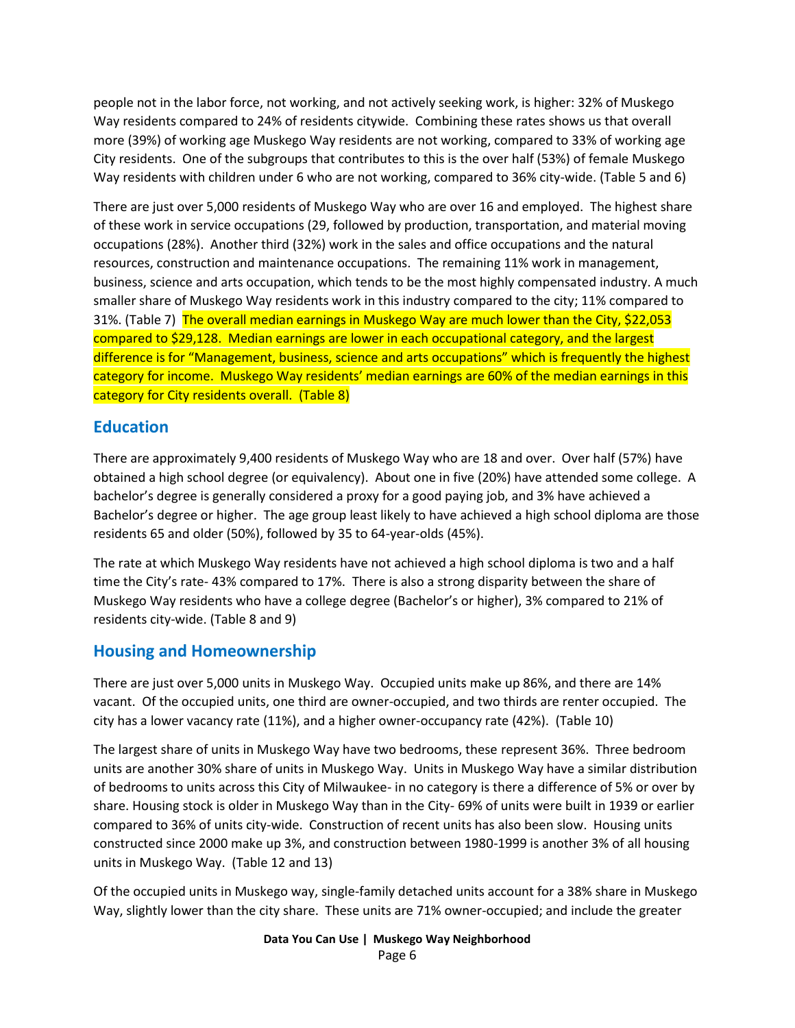people not in the labor force, not working, and not actively seeking work, is higher: 32% of Muskego Way residents compared to 24% of residents citywide. Combining these rates shows us that overall more (39%) of working age Muskego Way residents are not working, compared to 33% of working age City residents. One of the subgroups that contributes to this is the over half (53%) of female Muskego Way residents with children under 6 who are not working, compared to 36% city-wide. (Table 5 and 6)

There are just over 5,000 residents of Muskego Way who are over 16 and employed. The highest share of these work in service occupations (29, followed by production, transportation, and material moving occupations (28%). Another third (32%) work in the sales and office occupations and the natural resources, construction and maintenance occupations. The remaining 11% work in management, business, science and arts occupation, which tends to be the most highly compensated industry. A much smaller share of Muskego Way residents work in this industry compared to the city; 11% compared to 31%. (Table 7) The overall median earnings in Muskego Way are much lower than the City, $22,053 compared to $29,128. Median earnings are lower in each occupational category, and the largest difference is for "Management, business, science and arts occupations" which is frequently the highest category for income. Muskego Way residents' median earnings are 60% of the median earnings in this category for City residents overall. (Table 8)

## Education

There are approximately 9,400 residents of Muskego Way who are 18 and over. Over half (57%) have obtained a high school degree (or equivalency). About one in five (20%) have attended some college. A bachelor's degree is generally considered a proxy for a good paying job, and 3% have achieved a Bachelor's degree or higher. The age group least likely to have achieved a high school diploma are those residents 65 and older (50%), followed by 35 to 64-year-olds (45%).

The rate at which Muskego Way residents have not achieved a high school diploma is two and a half time the City's rate- 43% compared to 17%. There is also a strong disparity between the share of Muskego Way residents who have a college degree (Bachelor's or higher), 3% compared to 21% of residents city-wide. (Table 8 and 9)

## Housing and Homeownership

There are just over 5,000 units in Muskego Way. Occupied units make up 86%, and there are 14% vacant. Of the occupied units, one third are owner-occupied, and two thirds are renter occupied. The city has a lower vacancy rate (11%), and a higher owner-occupancy rate (42%). (Table 10)

The largest share of units in Muskego Way have two bedrooms, these represent 36%. Three bedroom units are another 30% share of units in Muskego Way. Units in Muskego Way have a similar distribution of bedrooms to units across this City of Milwaukee- in no category is there a difference of 5% or over by share. Housing stock is older in Muskego Way than in the City- 69% of units were built in 1939 or earlier compared to 36% of units city-wide. Construction of recent units has also been slow. Housing units constructed since 2000 make up 3%, and construction between 1980-1999 is another 3% of all housing units in Muskego Way. (Table 12 and 13)

Of the occupied units in Muskego way, single-family detached units account for a 38% share in Muskego Way, slightly lower than the city share. These units are 71% owner-occupied; and include the greater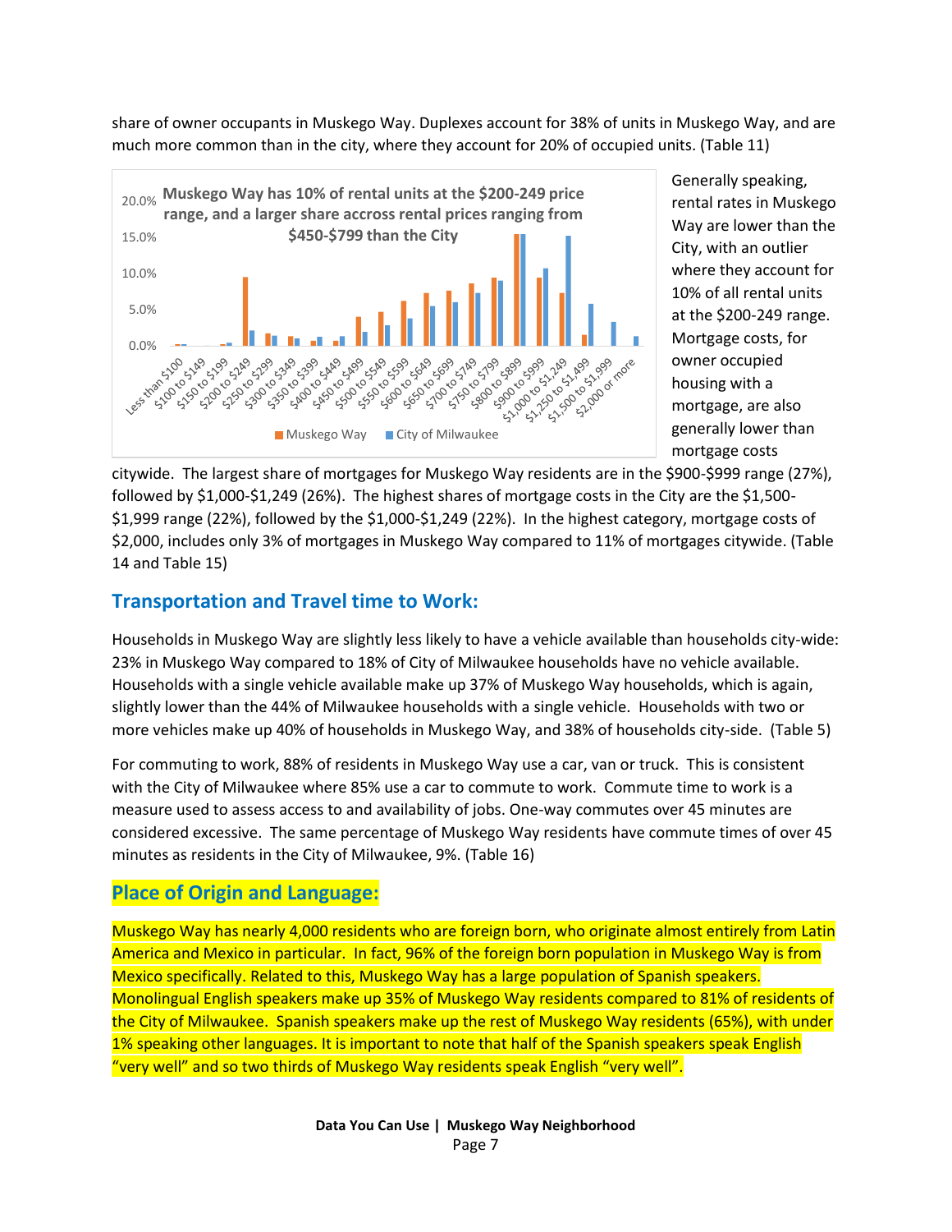share of owner occupants in Muskego Way. Duplexes account for 38% of units in Muskego Way, and are much more common than in the city, where they account for 20% of occupied units. (Table 11)

**Muskego Way has 10% of rental units at the $200-249 price range, and a larger share accross rental prices ranging from $450-$799 than the City**

Generally speaking, rental rates in Muskego Way are lower than the City, with an outlier where they account for 10% of all rental units at the $200-249 range. Mortgage costs, for owner occupied housing with a mortgage, are also generally lower than mortgage costs citywide. The largest share of mortgages for Muskego Way residents are in the $900-$999 range (27%), followed by $1,000-$1,249 (26%). The highest shares of mortgage costs in the City are the $1,500-$1,999 range (22%), followed by the $1,000-$1,249 (22%). In the highest category, mortgage costs of $2,000, includes only 3% of mortgages in Muskego Way compared to 11% of mortgages citywide. (Table 14 and Table 15)

## Transportation and Travel time to Work:

Households in Muskego Way are slightly less likely to have a vehicle available than households city-wide: 23% in Muskego Way compared to 18% of City of Milwaukee households have no vehicle available. Households with a single vehicle available make up 37% of Muskego Way households, which is again, slightly lower than the 44% of Milwaukee households with a single vehicle. Households with two or more vehicles make up 40% of households in Muskego Way, and 38% of households city-side. (Table 5)

For commuting to work, 88% of residents in Muskego Way use a car, van or truck. This is consistent with the City of Milwaukee where 85% use a car to commute to work. Commute time to work is a measure used to assess access to and availability of jobs. One-way commutes over 45 minutes are considered excessive. The same percentage of Muskego Way residents have commute times of over 45 minutes as residents in the City of Milwaukee, 9%. (Table 16)

## Place of Origin and Language:

Muskego Way has nearly 4,000 residents who are foreign born, who originate almost entirely from Latin America and Mexico in particular. In fact, 96% of the foreign born population in Muskego Way is from Mexico specifically. Related to this, Muskego Way has a large population of Spanish speakers. Monolingual English speakers make up 35% of Muskego Way residents compared to 81% of residents of the City of Milwaukee. Spanish speakers make up the rest of Muskego Way residents (65%), with under 1% speaking other languages. It is important to note that half of the Spanish speakers speak English "very well" and so two thirds of Muskego Way residents speak English "very well".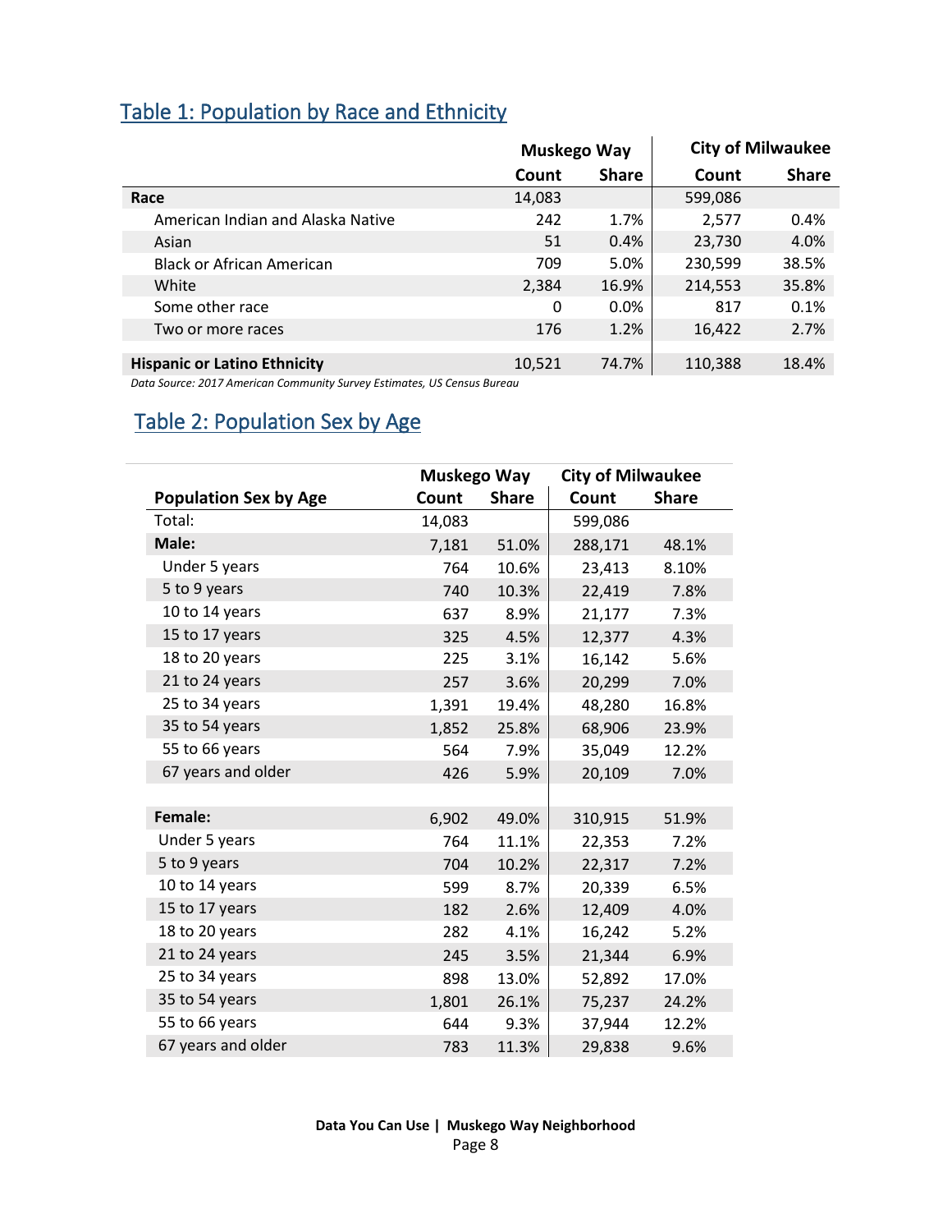## Table 1: Population by Race and Ethnicity

| | Muskego Way | | City of Milwaukee | |
|---|---|---|---|---|
| | Count | Share | Count | Share |
| **Race** | 14,083 | | 599,086 | |
| American Indian and Alaska Native | 242 | 1.7% | 2,577 | 0.4% |
| Asian | 51 | 0.4% | 23,730 | 4.0% |
| Black or African American | 709 | 5.0% | 230,599 | 38.5% |
| White | 2,384 | 16.9% | 214,553 | 35.8% |
| Some other race | 0 | 0.0% | 817 | 0.1% |
| Two or more races | 176 | 1.2% | 16,422 | 2.7% |
| **Hispanic or Latino Ethnicity** | 10,521 | 74.7% | 110,388 | 18.4% |

*Data Source: 2017 American Community Survey Estimates, US Census Bureau*

## Table 2: Population Sex by Age

| | Muskego Way | | City of Milwaukee | |
|---|---|---|---|---|
| **Population Sex by Age** | Count | Share | Count | Share |
| Total: | 14,083 | | 599,086 | |
| **Male:** | 7,181 | 51.0% | 288,171 | 48.1% |
| Under 5 years | 764 | 10.6% | 23,413 | 8.10% |
| 5 to 9 years | 740 | 10.3% | 22,419 | 7.8% |
| 10 to 14 years | 637 | 8.9% | 21,177 | 7.3% |
| 15 to 17 years | 325 | 4.5% | 12,377 | 4.3% |
| 18 to 20 years | 225 | 3.1% | 16,142 | 5.6% |
| 21 to 24 years | 257 | 3.6% | 20,299 | 7.0% |
| 25 to 34 years | 1,391 | 19.4% | 48,280 | 16.8% |
| 35 to 54 years | 1,852 | 25.8% | 68,906 | 23.9% |
| 55 to 66 years | 564 | 7.9% | 35,049 | 12.2% |
| 67 years and older | 426 | 5.9% | 20,109 | 7.0% |
| **Female:** | 6,902 | 49.0% | 310,915 | 51.9% |
| Under 5 years | 764 | 11.1% | 22,353 | 7.2% |
| 5 to 9 years | 704 | 10.2% | 22,317 | 7.2% |
| 10 to 14 years | 599 | 8.7% | 20,339 | 6.5% |
| 15 to 17 years | 182 | 2.6% | 12,409 | 4.0% |
| 18 to 20 years | 282 | 4.1% | 16,242 | 5.2% |
| 21 to 24 years | 245 | 3.5% | 21,344 | 6.9% |
| 25 to 34 years | 898 | 13.0% | 52,892 | 17.0% |
| 35 to 54 years | 1,801 | 26.1% | 75,237 | 24.2% |
| 55 to 66 years | 644 | 9.3% | 37,944 | 12.2% |
| 67 years and older | 783 | 11.3% | 29,838 | 9.6% |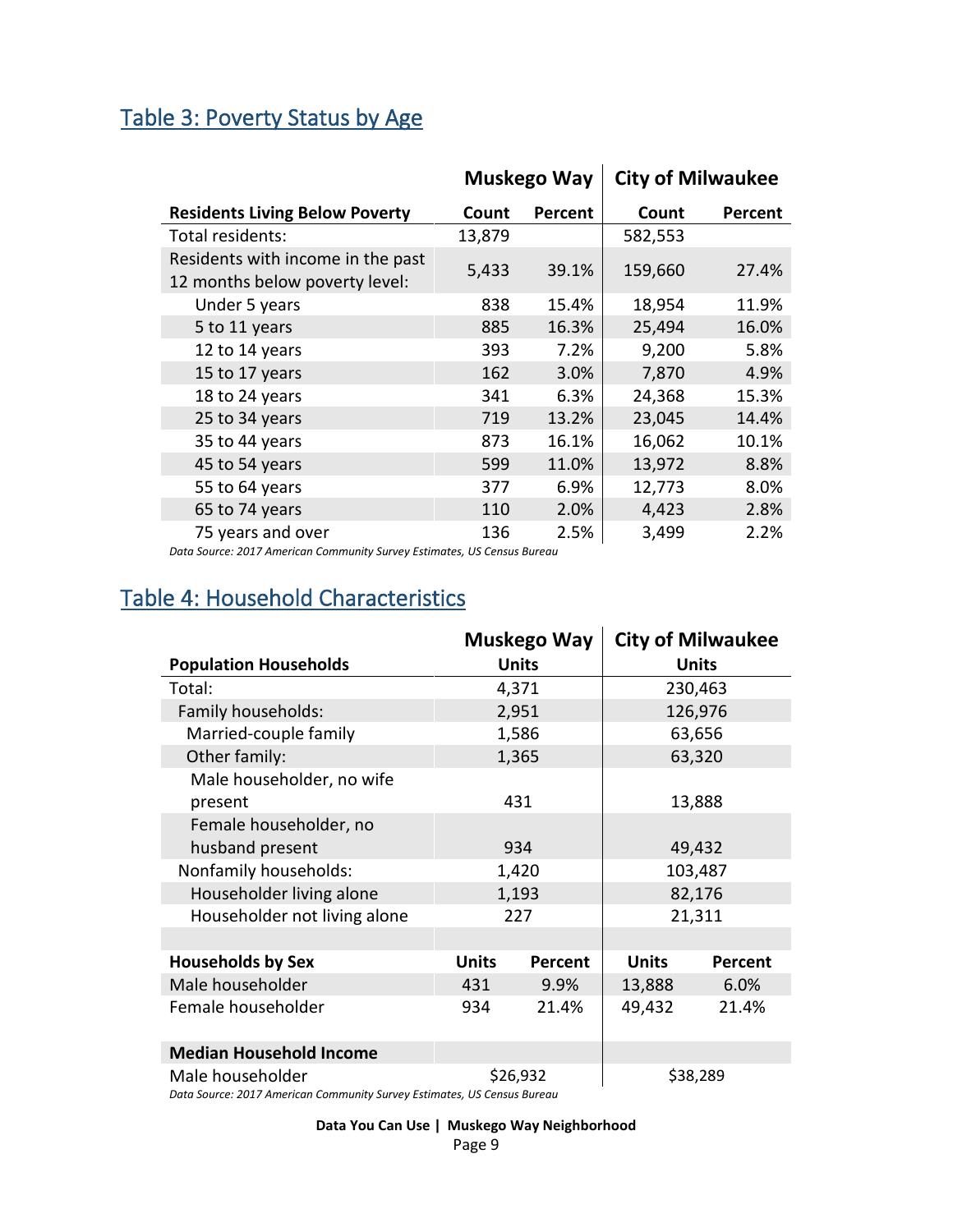## Table 3: Poverty Status by Age

| | Muskego Way | | City of Milwaukee | |
|---|---|---|---|---|
| **Residents Living Below Poverty** | **Count** | **Percent** | **Count** | **Percent** |
| Total residents: | 13,879 | | 582,553 | |
| Residents with income in the past 12 months below poverty level: | 5,433 | 39.1% | 159,660 | 27.4% |
| Under 5 years | 838 | 15.4% | 18,954 | 11.9% |
| 5 to 11 years | 885 | 16.3% | 25,494 | 16.0% |
| 12 to 14 years | 393 | 7.2% | 9,200 | 5.8% |
| 15 to 17 years | 162 | 3.0% | 7,870 | 4.9% |
| 18 to 24 years | 341 | 6.3% | 24,368 | 15.3% |
| 25 to 34 years | 719 | 13.2% | 23,045 | 14.4% |
| 35 to 44 years | 873 | 16.1% | 16,062 | 10.1% |
| 45 to 54 years | 599 | 11.0% | 13,972 | 8.8% |
| 55 to 64 years | 377 | 6.9% | 12,773 | 8.0% |
| 65 to 74 years | 110 | 2.0% | 4,423 | 2.8% |
| 75 years and over | 136 | 2.5% | 3,499 | 2.2% |

*Data Source: 2017 American Community Survey Estimates, US Census Bureau*

## Table 4: Household Characteristics

| | Muskego Way | | City of Milwaukee | |
|---|---|---|---|---|
| **Population Households** | **Units** | | **Units** | |
| Total: | 4,371 | | 230,463 | |
| Family households: | 2,951 | | 126,976 | |
| Married-couple family | 1,586 | | 63,656 | |
| Other family: | 1,365 | | 63,320 | |
| Male householder, no wife present | 431 | | 13,888 | |
| Female householder, no husband present | 934 | | 49,432 | |
| Nonfamily households: | 1,420 | | 103,487 | |
| Householder living alone | 1,193 | | 82,176 | |
| Householder not living alone | 227 | | 21,311 | |
| | | | | |
| **Households by Sex** | **Units** | **Percent** | **Units** | **Percent** |
| Male householder | 431 | 9.9% | 13,888 | 6.0% |
| Female householder | 934 | 21.4% | 49,432 | 21.4% |
| | | | | |
| **Median Household Income** | | | | |
| Male householder | $26,932 | | $38,289 | |

*Data Source: 2017 American Community Survey Estimates, US Census Bureau*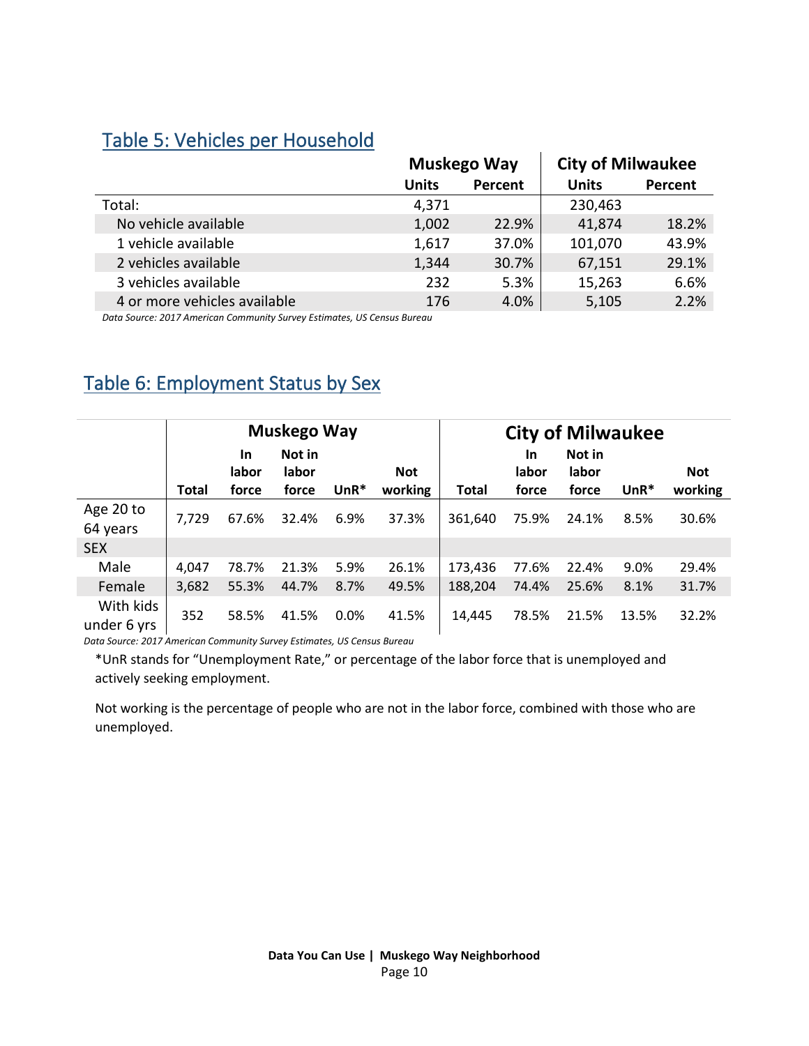## Table 5: Vehicles per Household

| | Muskego Way | | City of Milwaukee | |
|---|---|---|---|---|
| | Units | Percent | Units | Percent |
| Total: | 4,371 | | 230,463 | |
| No vehicle available | 1,002 | 22.9% | 41,874 | 18.2% |
| 1 vehicle available | 1,617 | 37.0% | 101,070 | 43.9% |
| 2 vehicles available | 1,344 | 30.7% | 67,151 | 29.1% |
| 3 vehicles available | 232 | 5.3% | 15,263 | 6.6% |
| 4 or more vehicles available | 176 | 4.0% | 5,105 | 2.2% |

*Data Source: 2017 American Community Survey Estimates, US Census Bureau*

## Table 6: Employment Status by Sex

| | Muskego Way | | | | | City of Milwaukee | | | | |
|---|---|---|---|---|---|---|---|---|---|---|
| | Total | In labor force | Not in labor force | UnR* | Not working | Total | In labor force | Not in labor force | UnR* | Not working |
| Age 20 to 64 years | 7,729 | 67.6% | 32.4% | 6.9% | 37.3% | 361,640 | 75.9% | 24.1% | 8.5% | 30.6% |
| SEX | | | | | | | | | | |
| Male | 4,047 | 78.7% | 21.3% | 5.9% | 26.1% | 173,436 | 77.6% | 22.4% | 9.0% | 29.4% |
| Female | 3,682 | 55.3% | 44.7% | 8.7% | 49.5% | 188,204 | 74.4% | 25.6% | 8.1% | 31.7% |
| With kids under 6 yrs | 352 | 58.5% | 41.5% | 0.0% | 41.5% | 14,445 | 78.5% | 21.5% | 13.5% | 32.2% |

*Data Source: 2017 American Community Survey Estimates, US Census Bureau*

*UnR stands for "Unemployment Rate," or percentage of the labor force that is unemployed and actively seeking employment.

Not working is the percentage of people who are not in the labor force, combined with those who are unemployed.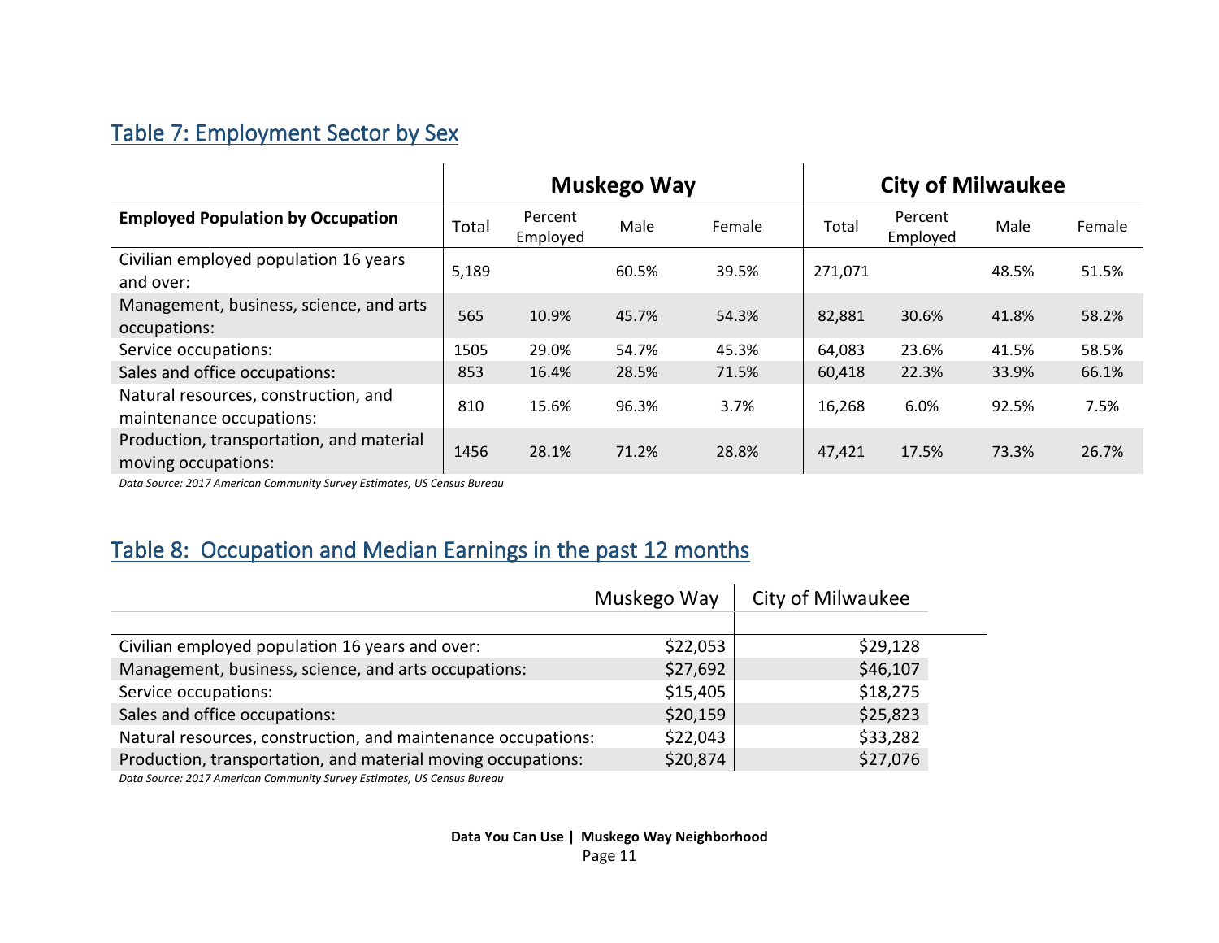## Table 7: Employment Sector by Sex

| Employed Population by Occupation | Muskego Way | | | | City of Milwaukee | | | |
|---|---|---|---|---|---|---|---|---|
| | Total | Percent Employed | Male | Female | Total | Percent Employed | Male | Female |
| Civilian employed population 16 years and over: | 5,189 | | 60.5% | 39.5% | 271,071 | | 48.5% | 51.5% |
| Management, business, science, and arts occupations: | 565 | 10.9% | 45.7% | 54.3% | 82,881 | 30.6% | 41.8% | 58.2% |
| Service occupations: | 1505 | 29.0% | 54.7% | 45.3% | 64,083 | 23.6% | 41.5% | 58.5% |
| Sales and office occupations: | 853 | 16.4% | 28.5% | 71.5% | 60,418 | 22.3% | 33.9% | 66.1% |
| Natural resources, construction, and maintenance occupations: | 810 | 15.6% | 96.3% | 3.7% | 16,268 | 6.0% | 92.5% | 7.5% |
| Production, transportation, and material moving occupations: | 1456 | 28.1% | 71.2% | 28.8% | 47,421 | 17.5% | 73.3% | 26.7% |

*Data Source: 2017 American Community Survey Estimates, US Census Bureau*

## Table 8: Occupation and Median Earnings in the past 12 months

| | Muskego Way | City of Milwaukee |
|---|---|---|
| Civilian employed population 16 years and over: | $22,053 | $29,128 |
| Management, business, science, and arts occupations: | $27,692 | $46,107 |
| Service occupations: | $15,405 | $18,275 |
| Sales and office occupations: | $20,159 | $25,823 |
| Natural resources, construction, and maintenance occupations: | $22,043 | $33,282 |
| Production, transportation, and material moving occupations: | $20,874 | $27,076 |

*Data Source: 2017 American Community Survey Estimates, US Census Bureau*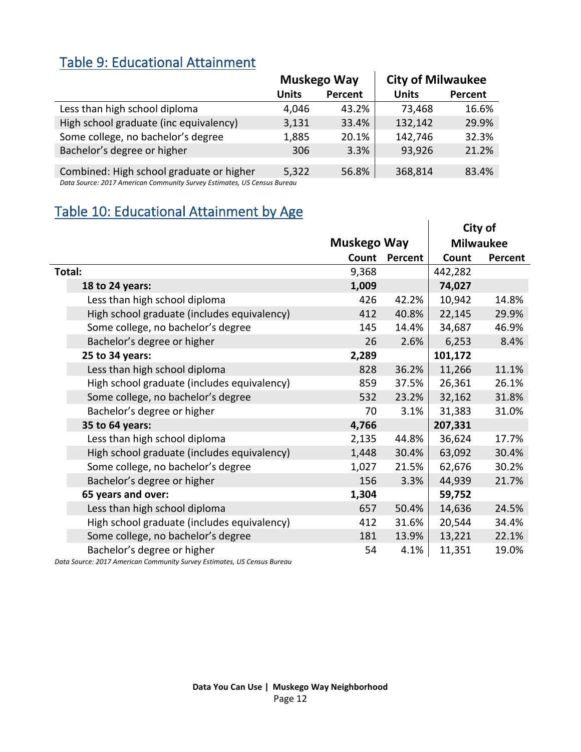## Table 9: Educational Attainment

| | Muskego Way | | City of Milwaukee | |
|---|---|---|---|---|
| | Units | Percent | Units | Percent |
| Less than high school diploma | 4,046 | 43.2% | 73,468 | 16.6% |
| High school graduate (inc equivalency) | 3,131 | 33.4% | 132,142 | 29.9% |
| Some college, no bachelor's degree | 1,885 | 20.1% | 142,746 | 32.3% |
| Bachelor's degree or higher | 306 | 3.3% | 93,926 | 21.2% |
| Combined: High school graduate or higher | 5,322 | 56.8% | 368,814 | 83.4% |

*Data Source: 2017 American Community Survey Estimates, US Census Bureau*

## Table 10: Educational Attainment by Age

| | Muskego Way | | City of Milwaukee | |
|---|---|---|---|---|
| | Count | Percent | Count | Percent |
| **Total:** | 9,368 | | 442,282 | |
| **18 to 24 years:** | **1,009** | | **74,027** | |
| Less than high school diploma | 426 | 42.2% | 10,942 | 14.8% |
| High school graduate (includes equivalency) | 412 | 40.8% | 22,145 | 29.9% |
| Some college, no bachelor's degree | 145 | 14.4% | 34,687 | 46.9% |
| Bachelor's degree or higher | 26 | 2.6% | 6,253 | 8.4% |
| **25 to 34 years:** | **2,289** | | **101,172** | |
| Less than high school diploma | 828 | 36.2% | 11,266 | 11.1% |
| High school graduate (includes equivalency) | 859 | 37.5% | 26,361 | 26.1% |
| Some college, no bachelor's degree | 532 | 23.2% | 32,162 | 31.8% |
| Bachelor's degree or higher | 70 | 3.1% | 31,383 | 31.0% |
| **35 to 64 years:** | **4,766** | | **207,331** | |
| Less than high school diploma | 2,135 | 44.8% | 36,624 | 17.7% |
| High school graduate (includes equivalency) | 1,448 | 30.4% | 63,092 | 30.4% |
| Some college, no bachelor's degree | 1,027 | 21.5% | 62,676 | 30.2% |
| Bachelor's degree or higher | 156 | 3.3% | 44,939 | 21.7% |
| **65 years and over:** | **1,304** | | **59,752** | |
| Less than high school diploma | 657 | 50.4% | 14,636 | 24.5% |
| High school graduate (includes equivalency) | 412 | 31.6% | 20,544 | 34.4% |
| Some college, no bachelor's degree | 181 | 13.9% | 13,221 | 22.1% |
| Bachelor's degree or higher | 54 | 4.1% | 11,351 | 19.0% |

*Data Source: 2017 American Community Survey Estimates, US Census Bureau*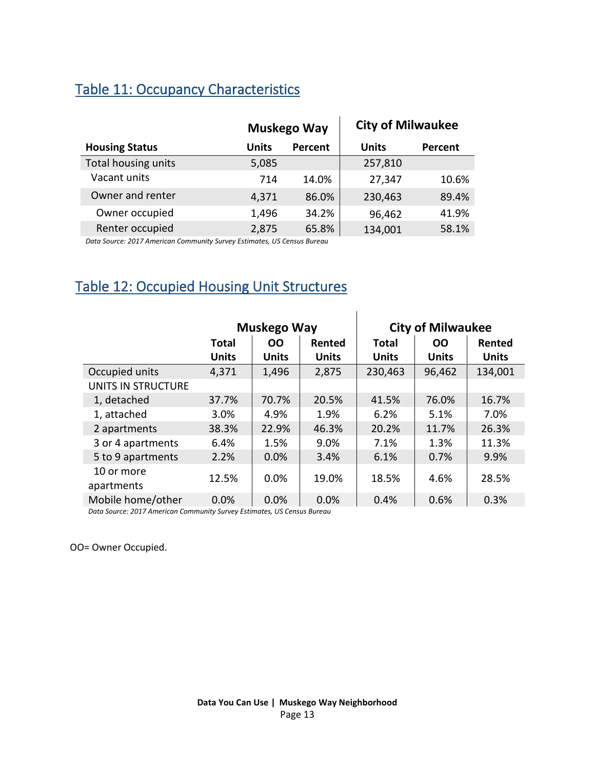## Table 11: Occupancy Characteristics

| | Muskego Way | | City of Milwaukee | |
|---|---|---|---|---|
| **Housing Status** | **Units** | **Percent** | **Units** | **Percent** |
| Total housing units | 5,085 | | 257,810 | |
| Vacant units | 714 | 14.0% | 27,347 | 10.6% |
| Owner and renter | 4,371 | 86.0% | 230,463 | 89.4% |
| Owner occupied | 1,496 | 34.2% | 96,462 | 41.9% |
| Renter occupied | 2,875 | 65.8% | 134,001 | 58.1% |

*Data Source: 2017 American Community Survey Estimates, US Census Bureau*

## Table 12: Occupied Housing Unit Structures

| | Muskego Way | | | City of Milwaukee | | |
|---|---|---|---|---|---|---|
| | **Total Units** | **OO Units** | **Rented Units** | **Total Units** | **OO Units** | **Rented Units** |
| Occupied units | 4,371 | 1,496 | 2,875 | 230,463 | 96,462 | 134,001 |
| UNITS IN STRUCTURE | | | | | | |
| 1, detached | 37.7% | 70.7% | 20.5% | 41.5% | 76.0% | 16.7% |
| 1, attached | 3.0% | 4.9% | 1.9% | 6.2% | 5.1% | 7.0% |
| 2 apartments | 38.3% | 22.9% | 46.3% | 20.2% | 11.7% | 26.3% |
| 3 or 4 apartments | 6.4% | 1.5% | 9.0% | 7.1% | 1.3% | 11.3% |
| 5 to 9 apartments | 2.2% | 0.0% | 3.4% | 6.1% | 0.7% | 9.9% |
| 10 or more apartments | 12.5% | 0.0% | 19.0% | 18.5% | 4.6% | 28.5% |
| Mobile home/other | 0.0% | 0.0% | 0.0% | 0.4% | 0.6% | 0.3% |

*Data Source: 2017 American Community Survey Estimates, US Census Bureau*

OO= Owner Occupied.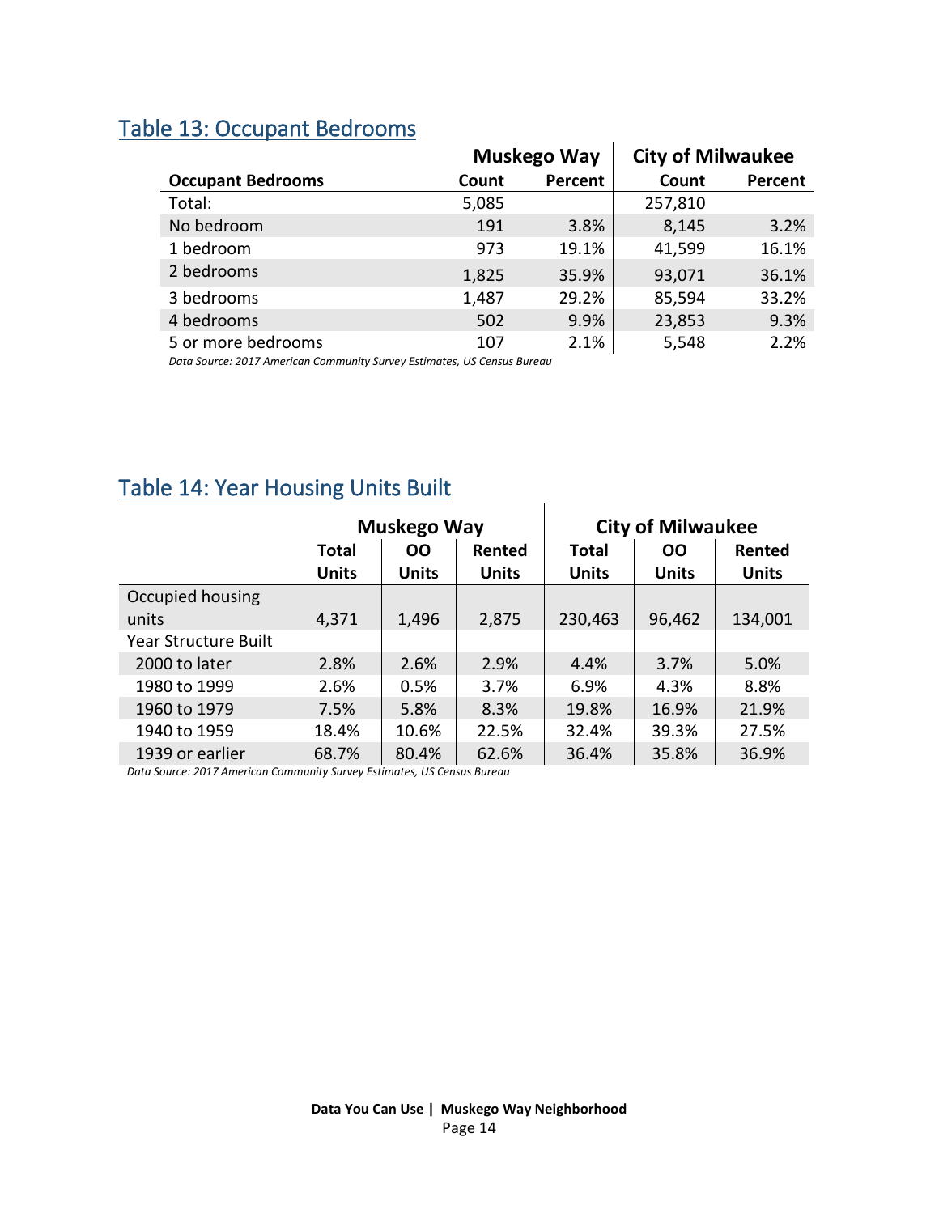## Table 13: Occupant Bedrooms

| Occupant Bedrooms | Muskego Way | | City of Milwaukee | |
|---|---|---|---|---|
| | Count | Percent | Count | Percent |
| Total: | 5,085 | | 257,810 | |
| No bedroom | 191 | 3.8% | 8,145 | 3.2% |
| 1 bedroom | 973 | 19.1% | 41,599 | 16.1% |
| 2 bedrooms | 1,825 | 35.9% | 93,071 | 36.1% |
| 3 bedrooms | 1,487 | 29.2% | 85,594 | 33.2% |
| 4 bedrooms | 502 | 9.9% | 23,853 | 9.3% |
| 5 or more bedrooms | 107 | 2.1% | 5,548 | 2.2% |

*Data Source: 2017 American Community Survey Estimates, US Census Bureau*

## Table 14: Year Housing Units Built

| | Muskego Way | | | City of Milwaukee | | |
|---|---|---|---|---|---|---|
| | Total Units | OO Units | Rented Units | Total Units | OO Units | Rented Units |
| Occupied housing units | 4,371 | 1,496 | 2,875 | 230,463 | 96,462 | 134,001 |
| Year Structure Built | | | | | | |
| 2000 to later | 2.8% | 2.6% | 2.9% | 4.4% | 3.7% | 5.0% |
| 1980 to 1999 | 2.6% | 0.5% | 3.7% | 6.9% | 4.3% | 8.8% |
| 1960 to 1979 | 7.5% | 5.8% | 8.3% | 19.8% | 16.9% | 21.9% |
| 1940 to 1959 | 18.4% | 10.6% | 22.5% | 32.4% | 39.3% | 27.5% |
| 1939 or earlier | 68.7% | 80.4% | 62.6% | 36.4% | 35.8% | 36.9% |

*Data Source: 2017 American Community Survey Estimates, US Census Bureau*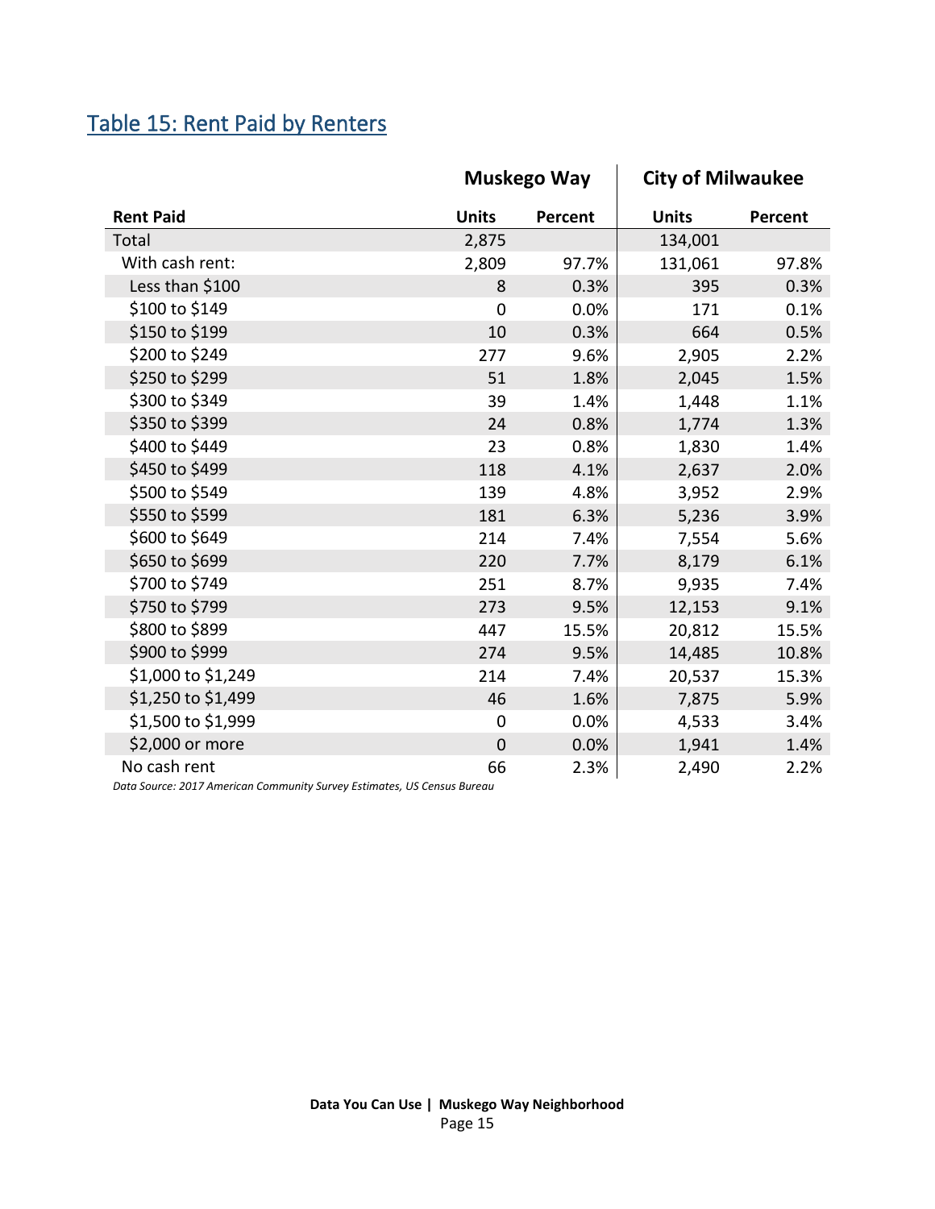## Table 15: Rent Paid by Renters

| | Muskego Way | | City of Milwaukee | |
|---|---|---|---|---|
| **Rent Paid** | **Units** | **Percent** | **Units** | **Percent** |
| Total | 2,875 | | 134,001 | |
| With cash rent: | 2,809 | 97.7% | 131,061 | 97.8% |
| Less than $100 | 8 | 0.3% | 395 | 0.3% |
| $100 to $149 | 0 | 0.0% | 171 | 0.1% |
| $150 to $199 | 10 | 0.3% | 664 | 0.5% |
| $200 to $249 | 277 | 9.6% | 2,905 | 2.2% |
| $250 to $299 | 51 | 1.8% | 2,045 | 1.5% |
| $300 to $349 | 39 | 1.4% | 1,448 | 1.1% |
| $350 to $399 | 24 | 0.8% | 1,774 | 1.3% |
| $400 to $449 | 23 | 0.8% | 1,830 | 1.4% |
| $450 to $499 | 118 | 4.1% | 2,637 | 2.0% |
| $500 to $549 | 139 | 4.8% | 3,952 | 2.9% |
| $550 to $599 | 181 | 6.3% | 5,236 | 3.9% |
| $600 to $649 | 214 | 7.4% | 7,554 | 5.6% |
| $650 to $699 | 220 | 7.7% | 8,179 | 6.1% |
| $700 to $749 | 251 | 8.7% | 9,935 | 7.4% |
| $750 to $799 | 273 | 9.5% | 12,153 | 9.1% |
| $800 to $899 | 447 | 15.5% | 20,812 | 15.5% |
| $900 to $999 | 274 | 9.5% | 14,485 | 10.8% |
| $1,000 to $1,249 | 214 | 7.4% | 20,537 | 15.3% |
| $1,250 to $1,499 | 46 | 1.6% | 7,875 | 5.9% |
| $1,500 to $1,999 | 0 | 0.0% | 4,533 | 3.4% |
| $2,000 or more | 0 | 0.0% | 1,941 | 1.4% |
| No cash rent | 66 | 2.3% | 2,490 | 2.2% |

*Data Source: 2017 American Community Survey Estimates, US Census Bureau*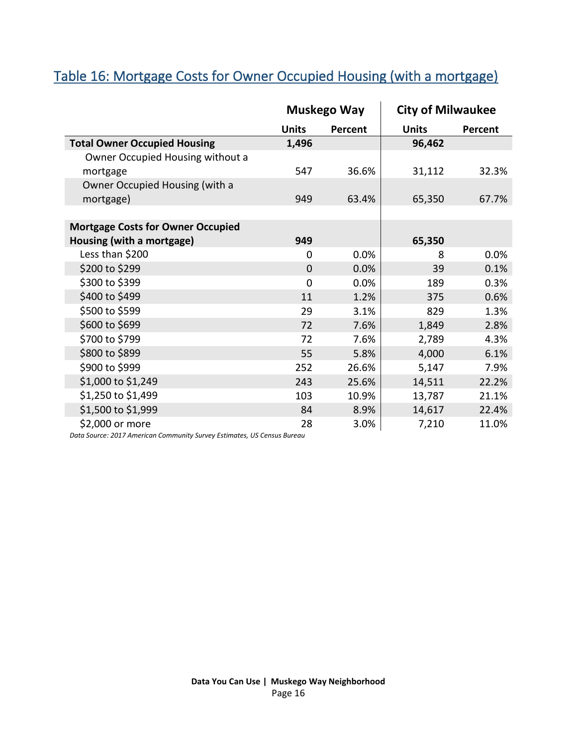## Table 16: Mortgage Costs for Owner Occupied Housing (with a mortgage)

| | Muskego Way | | City of Milwaukee | |
|---|---|---|---|---|
| | **Units** | **Percent** | **Units** | **Percent** |
| **Total Owner Occupied Housing** | **1,496** | | **96,462** | |
| Owner Occupied Housing without a mortgage | 547 | 36.6% | 31,112 | 32.3% |
| Owner Occupied Housing (with a mortgage) | 949 | 63.4% | 65,350 | 67.7% |
| | | | | |
| **Mortgage Costs for Owner Occupied Housing (with a mortgage)** | **949** | | **65,350** | |
| Less than $200 | 0 | 0.0% | 8 | 0.0% |
| $200 to $299 | 0 | 0.0% | 39 | 0.1% |
| $300 to $399 | 0 | 0.0% | 189 | 0.3% |
| $400 to $499 | 11 | 1.2% | 375 | 0.6% |
| $500 to $599 | 29 | 3.1% | 829 | 1.3% |
| $600 to $699 | 72 | 7.6% | 1,849 | 2.8% |
| $700 to $799 | 72 | 7.6% | 2,789 | 4.3% |
| $800 to $899 | 55 | 5.8% | 4,000 | 6.1% |
| $900 to $999 | 252 | 26.6% | 5,147 | 7.9% |
| $1,000 to $1,249 | 243 | 25.6% | 14,511 | 22.2% |
| $1,250 to $1,499 | 103 | 10.9% | 13,787 | 21.1% |
| $1,500 to $1,999 | 84 | 8.9% | 14,617 | 22.4% |
| $2,000 or more | 28 | 3.0% | 7,210 | 11.0% |

*Data Source: 2017 American Community Survey Estimates, US Census Bureau*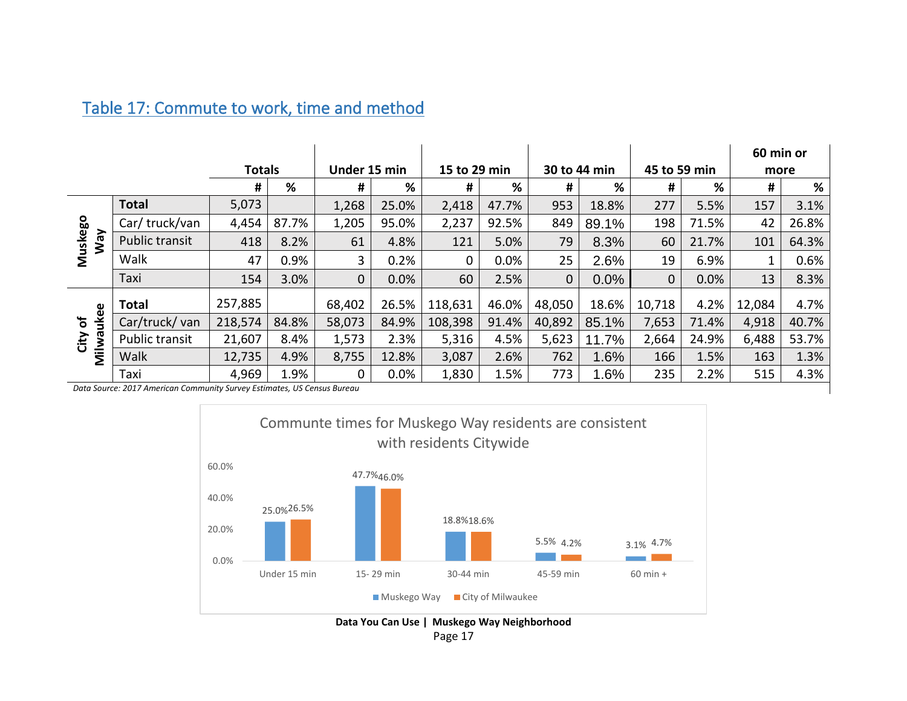## Table 17: Commute to work, time and method

| | | Totals | | Under 15 min | | 15 to 29 min | | 30 to 44 min | | 45 to 59 min | | 60 min or more | |
|---|---|---|---|---|---|---|---|---|---|---|---|---|---|
| | | # | % | # | % | # | % | # | % | # | % | # | % |
| Muskego Way | **Total** | 5,073 | | 1,268 | 25.0% | 2,418 | 47.7% | 953 | 18.8% | 277 | 5.5% | 157 | 3.1% |
| | Car/ truck/van | 4,454 | 87.7% | 1,205 | 95.0% | 2,237 | 92.5% | 849 | 89.1% | 198 | 71.5% | 42 | 26.8% |
| | Public transit | 418 | 8.2% | 61 | 4.8% | 121 | 5.0% | 79 | 8.3% | 60 | 21.7% | 101 | 64.3% |
| | Walk | 47 | 0.9% | 3 | 0.2% | 0 | 0.0% | 25 | 2.6% | 19 | 6.9% | 1 | 0.6% |
| | Taxi | 154 | 3.0% | 0 | 0.0% | 60 | 2.5% | 0 | 0.0% | 0 | 0.0% | 13 | 8.3% |
| City of Milwaukee | **Total** | 257,885 | | 68,402 | 26.5% | 118,631 | 46.0% | 48,050 | 18.6% | 10,718 | 4.2% | 12,084 | 4.7% |
| | Car/truck/ van | 218,574 | 84.8% | 58,073 | 84.9% | 108,398 | 91.4% | 40,892 | 85.1% | 7,653 | 71.4% | 4,918 | 40.7% |
| | Public transit | 21,607 | 8.4% | 1,573 | 2.3% | 5,316 | 4.5% | 5,623 | 11.7% | 2,664 | 24.9% | 6,488 | 53.7% |
| | Walk | 12,735 | 4.9% | 8,755 | 12.8% | 3,087 | 2.6% | 762 | 1.6% | 166 | 1.5% | 163 | 1.3% |
| | Taxi | 4,969 | 1.9% | 0 | 0.0% | 1,830 | 1.5% | 773 | 1.6% | 235 | 2.2% | 515 | 4.3% |

*Data Source: 2017 American Community Survey Estimates, US Census Bureau*

**Communte times for Muskego Way residents are consistent with residents Citywide**

| | Muskego Way | City of Milwaukee |
|---|---|---|
| Under 15 min | 25.0% | 26.5% |
| 15- 29 min | 47.7% | 46.0% |
| 30-44 min | 18.8% | 18.6% |
| 45-59 min | 5.5% | 4.2% |
| 60 min + | 3.1% | 4.7% |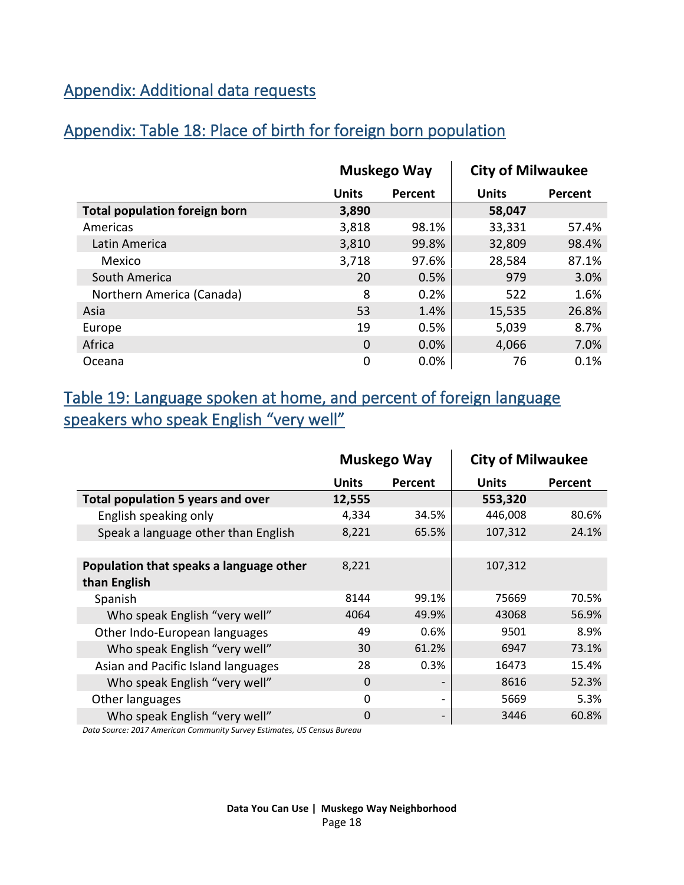## Appendix: Additional data requests

## Appendix: Table 18: Place of birth for foreign born population

| | Muskego Way | | City of Milwaukee | |
|---|---|---|---|---|
| | **Units** | **Percent** | **Units** | **Percent** |
| **Total population foreign born** | **3,890** | | **58,047** | |
| Americas | 3,818 | 98.1% | 33,331 | 57.4% |
| Latin America | 3,810 | 99.8% | 32,809 | 98.4% |
| Mexico | 3,718 | 97.6% | 28,584 | 87.1% |
| South America | 20 | 0.5% | 979 | 3.0% |
| Northern America (Canada) | 8 | 0.2% | 522 | 1.6% |
| Asia | 53 | 1.4% | 15,535 | 26.8% |
| Europe | 19 | 0.5% | 5,039 | 8.7% |
| Africa | 0 | 0.0% | 4,066 | 7.0% |
| Oceana | 0 | 0.0% | 76 | 0.1% |

## Table 19: Language spoken at home, and percent of foreign language speakers who speak English "very well"

| | Muskego Way | | City of Milwaukee | |
|---|---|---|---|---|
| | **Units** | **Percent** | **Units** | **Percent** |
| **Total population 5 years and over** | **12,555** | | **553,320** | |
| English speaking only | 4,334 | 34.5% | 446,008 | 80.6% |
| Speak a language other than English | 8,221 | 65.5% | 107,312 | 24.1% |
| | | | | |
| **Population that speaks a language other than English** | 8,221 | | 107,312 | |
| Spanish | 8144 | 99.1% | 75669 | 70.5% |
| Who speak English "very well" | 4064 | 49.9% | 43068 | 56.9% |
| Other Indo-European languages | 49 | 0.6% | 9501 | 8.9% |
| Who speak English "very well" | 30 | 61.2% | 6947 | 73.1% |
| Asian and Pacific Island languages | 28 | 0.3% | 16473 | 15.4% |
| Who speak English "very well" | 0 | - | 8616 | 52.3% |
| Other languages | 0 | - | 5669 | 5.3% |
| Who speak English "very well" | 0 | - | 3446 | 60.8% |

*Data Source: 2017 American Community Survey Estimates, US Census Bureau*